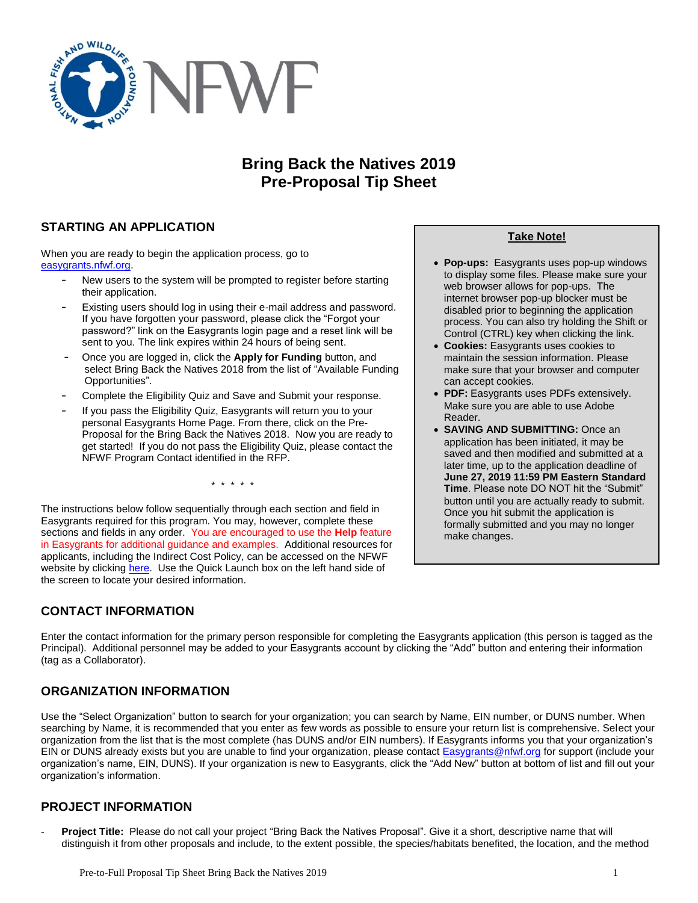# Bring Back the Natives 2019
# Pre-Proposal Tip Sheet

## STARTING AN APPLICATION

When you are ready to begin the application process, go to easygrants.nfwf.org.

- New users to the system will be prompted to register before starting their application.
- Existing users should log in using their e-mail address and password. If you have forgotten your password, please click the "Forgot your password?" link on the Easygrants login page and a reset link will be sent to you. The link expires within 24 hours of being sent.
- Once you are logged in, click the **Apply for Funding** button, and select Bring Back the Natives 2018 from the list of "Available Funding Opportunities".
- Complete the Eligibility Quiz and Save and Submit your response.
- If you pass the Eligibility Quiz, Easygrants will return you to your personal Easygrants Home Page. From there, click on the Pre-Proposal for the Bring Back the Natives 2018. Now you are ready to get started! If you do not pass the Eligibility Quiz, please contact the NFWF Program Contact identified in the RFP.

\* \* \* \* \*

The instructions below follow sequentially through each section and field in Easygrants required for this program. You may, however, complete these sections and fields in any order. You are encouraged to use the **Help** feature in Easygrants for additional guidance and examples. Additional resources for applicants, including the Indirect Cost Policy, can be accessed on the NFWF website by clicking here. Use the Quick Launch box on the left hand side of the screen to locate your desired information.

**Take Note!**

- **Pop-ups:** Easygrants uses pop-up windows to display some files. Please make sure your web browser allows for pop-ups. The internet browser pop-up blocker must be disabled prior to beginning the application process. You can also try holding the Shift or Control (CTRL) key when clicking the link.
- **Cookies:** Easygrants uses cookies to maintain the session information. Please make sure that your browser and computer can accept cookies.
- **PDF:** Easygrants uses PDFs extensively. Make sure you are able to use Adobe Reader.
- **SAVING AND SUBMITTING:** Once an application has been initiated, it may be saved and then modified and submitted at a later time, up to the application deadline of **June 27, 2019 11:59 PM Eastern Standard Time**. Please note DO NOT hit the "Submit" button until you are actually ready to submit. Once you hit submit the application is formally submitted and you may no longer make changes.

## CONTACT INFORMATION

Enter the contact information for the primary person responsible for completing the Easygrants application (this person is tagged as the Principal). Additional personnel may be added to your Easygrants account by clicking the "Add" button and entering their information (tag as a Collaborator).

## ORGANIZATION INFORMATION

Use the "Select Organization" button to search for your organization; you can search by Name, EIN number, or DUNS number. When searching by Name, it is recommended that you enter as few words as possible to ensure your return list is comprehensive. Select your organization from the list that is the most complete (has DUNS and/or EIN numbers). If Easygrants informs you that your organization's EIN or DUNS already exists but you are unable to find your organization, please contact Easygrants@nfwf.org for support (include your organization's name, EIN, DUNS). If your organization is new to Easygrants, click the "Add New" button at bottom of list and fill out your organization's information.

## PROJECT INFORMATION

- **Project Title:** Please do not call your project "Bring Back the Natives Proposal". Give it a short, descriptive name that will distinguish it from other proposals and include, to the extent possible, the species/habitats benefited, the location, and the method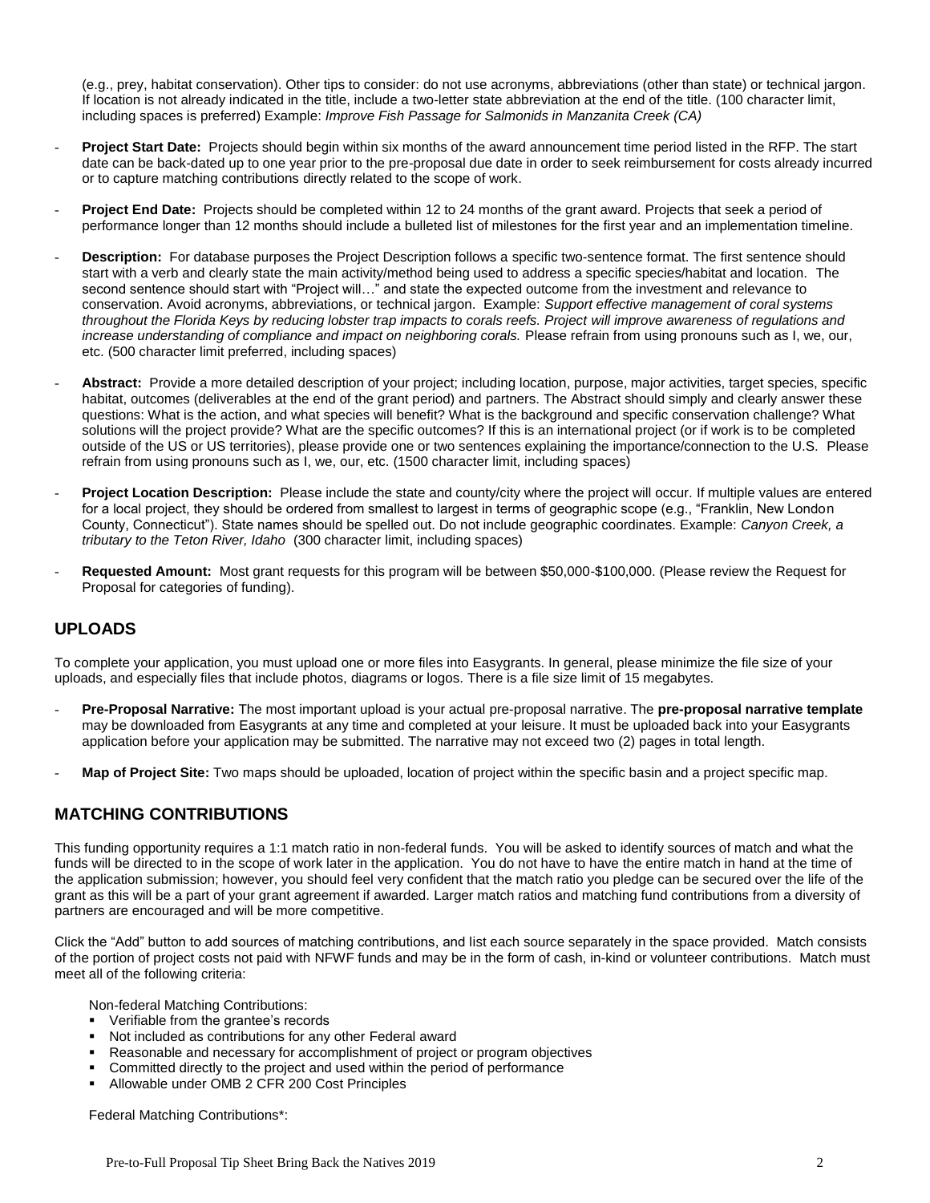(e.g., prey, habitat conservation). Other tips to consider: do not use acronyms, abbreviations (other than state) or technical jargon. If location is not already indicated in the title, include a two-letter state abbreviation at the end of the title. (100 character limit, including spaces is preferred) Example: *Improve Fish Passage for Salmonids in Manzanita Creek (CA)*

- **Project Start Date:** Projects should begin within six months of the award announcement time period listed in the RFP. The start date can be back-dated up to one year prior to the pre-proposal due date in order to seek reimbursement for costs already incurred or to capture matching contributions directly related to the scope of work.
- **Project End Date:** Projects should be completed within 12 to 24 months of the grant award. Projects that seek a period of performance longer than 12 months should include a bulleted list of milestones for the first year and an implementation timeline.
- **Description:** For database purposes the Project Description follows a specific two-sentence format. The first sentence should start with a verb and clearly state the main activity/method being used to address a specific species/habitat and location. The second sentence should start with "Project will…" and state the expected outcome from the investment and relevance to conservation. Avoid acronyms, abbreviations, or technical jargon. Example: *Support effective management of coral systems throughout the Florida Keys by reducing lobster trap impacts to corals reefs. Project will improve awareness of regulations and increase understanding of compliance and impact on neighboring corals.* Please refrain from using pronouns such as I, we, our, etc. (500 character limit preferred, including spaces)
- **Abstract:** Provide a more detailed description of your project; including location, purpose, major activities, target species, specific habitat, outcomes (deliverables at the end of the grant period) and partners. The Abstract should simply and clearly answer these questions: What is the action, and what species will benefit? What is the background and specific conservation challenge? What solutions will the project provide? What are the specific outcomes? If this is an international project (or if work is to be completed outside of the US or US territories), please provide one or two sentences explaining the importance/connection to the U.S. Please refrain from using pronouns such as I, we, our, etc. (1500 character limit, including spaces)
- **Project Location Description:** Please include the state and county/city where the project will occur. If multiple values are entered for a local project, they should be ordered from smallest to largest in terms of geographic scope (e.g., "Franklin, New London County, Connecticut"). State names should be spelled out. Do not include geographic coordinates. Example: *Canyon Creek, a tributary to the Teton River, Idaho* (300 character limit, including spaces)
- **Requested Amount:** Most grant requests for this program will be between $50,000-$100,000. (Please review the Request for Proposal for categories of funding).

## UPLOADS

To complete your application, you must upload one or more files into Easygrants. In general, please minimize the file size of your uploads, and especially files that include photos, diagrams or logos. There is a file size limit of 15 megabytes.

- **Pre-Proposal Narrative:** The most important upload is your actual pre-proposal narrative. The **pre-proposal narrative template** may be downloaded from Easygrants at any time and completed at your leisure. It must be uploaded back into your Easygrants application before your application may be submitted. The narrative may not exceed two (2) pages in total length.
- **Map of Project Site:** Two maps should be uploaded, location of project within the specific basin and a project specific map.

## MATCHING CONTRIBUTIONS

This funding opportunity requires a 1:1 match ratio in non-federal funds. You will be asked to identify sources of match and what the funds will be directed to in the scope of work later in the application. You do not have to have the entire match in hand at the time of the application submission; however, you should feel very confident that the match ratio you pledge can be secured over the life of the grant as this will be a part of your grant agreement if awarded. Larger match ratios and matching fund contributions from a diversity of partners are encouraged and will be more competitive.

Click the "Add" button to add sources of matching contributions, and list each source separately in the space provided. Match consists of the portion of project costs not paid with NFWF funds and may be in the form of cash, in-kind or volunteer contributions. Match must meet all of the following criteria:

Non-federal Matching Contributions:

- Verifiable from the grantee's records
- Not included as contributions for any other Federal award
- Reasonable and necessary for accomplishment of project or program objectives
- Committed directly to the project and used within the period of performance
- Allowable under OMB 2 CFR 200 Cost Principles

Federal Matching Contributions*: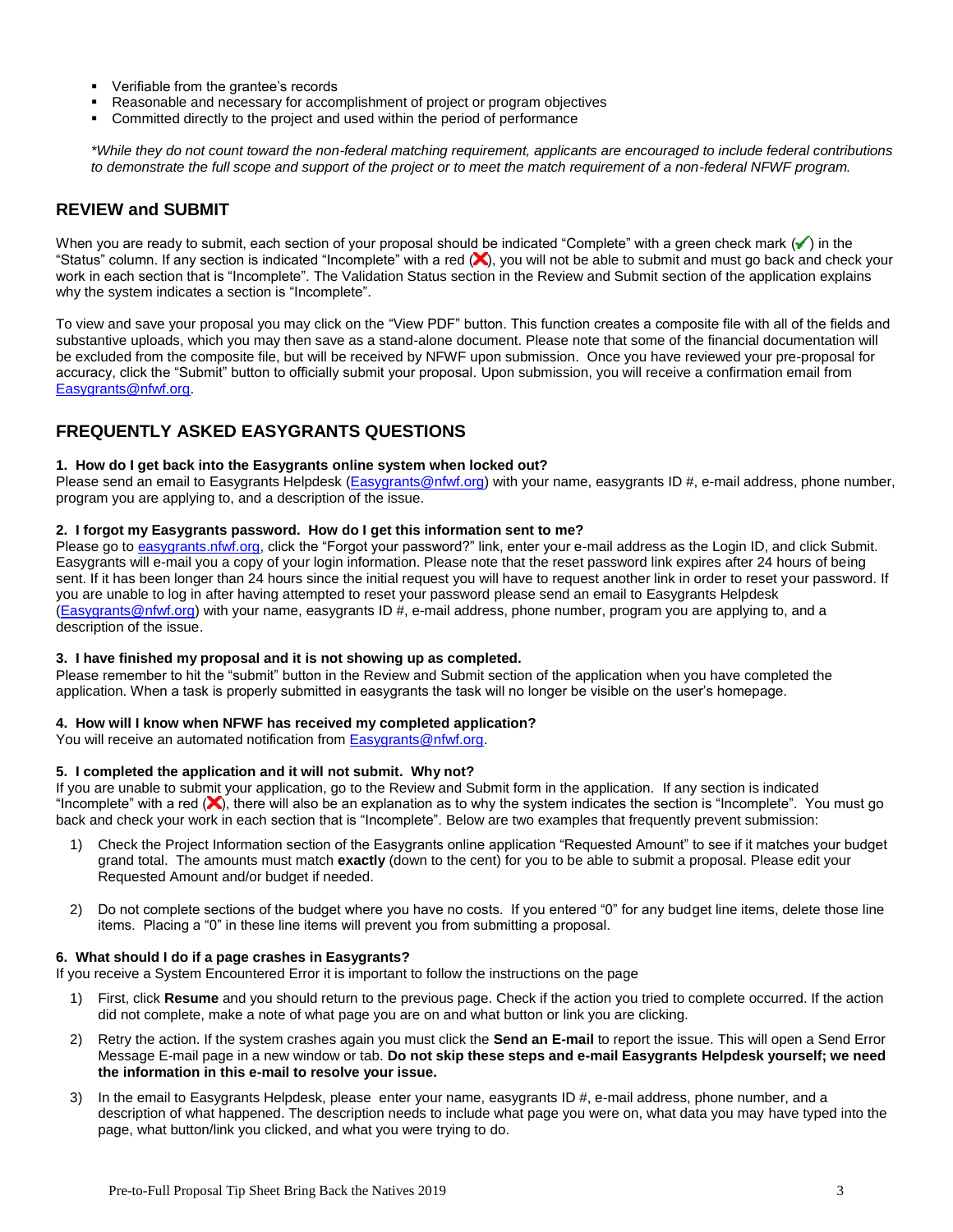- Verifiable from the grantee's records
- Reasonable and necessary for accomplishment of project or program objectives
- Committed directly to the project and used within the period of performance

*\*While they do not count toward the non-federal matching requirement, applicants are encouraged to include federal contributions to demonstrate the full scope and support of the project or to meet the match requirement of a non-federal NFWF program.*

## REVIEW and SUBMIT

When you are ready to submit, each section of your proposal should be indicated "Complete" with a green check mark (✔) in the "Status" column. If any section is indicated "Incomplete" with a red (✖), you will not be able to submit and must go back and check your work in each section that is "Incomplete". The Validation Status section in the Review and Submit section of the application explains why the system indicates a section is "Incomplete".

To view and save your proposal you may click on the "View PDF" button. This function creates a composite file with all of the fields and substantive uploads, which you may then save as a stand-alone document. Please note that some of the financial documentation will be excluded from the composite file, but will be received by NFWF upon submission. Once you have reviewed your pre-proposal for accuracy, click the "Submit" button to officially submit your proposal. Upon submission, you will receive a confirmation email from Easygrants@nfwf.org.

## FREQUENTLY ASKED EASYGRANTS QUESTIONS

**1. How do I get back into the Easygrants online system when locked out?**
Please send an email to Easygrants Helpdesk (Easygrants@nfwf.org) with your name, easygrants ID #, e-mail address, phone number, program you are applying to, and a description of the issue.

**2. I forgot my Easygrants password. How do I get this information sent to me?**
Please go to easygrants.nfwf.org, click the "Forgot your password?" link, enter your e-mail address as the Login ID, and click Submit. Easygrants will e-mail you a copy of your login information. Please note that the reset password link expires after 24 hours of being sent. If it has been longer than 24 hours since the initial request you will have to request another link in order to reset your password. If you are unable to log in after having attempted to reset your password please send an email to Easygrants Helpdesk (Easygrants@nfwf.org) with your name, easygrants ID #, e-mail address, phone number, program you are applying to, and a description of the issue.

**3. I have finished my proposal and it is not showing up as completed.**
Please remember to hit the "submit" button in the Review and Submit section of the application when you have completed the application. When a task is properly submitted in easygrants the task will no longer be visible on the user's homepage.

**4. How will I know when NFWF has received my completed application?**
You will receive an automated notification from Easygrants@nfwf.org.

**5. I completed the application and it will not submit. Why not?**
If you are unable to submit your application, go to the Review and Submit form in the application. If any section is indicated "Incomplete" with a red (✖), there will also be an explanation as to why the system indicates the section is "Incomplete". You must go back and check your work in each section that is "Incomplete". Below are two examples that frequently prevent submission:

1) Check the Project Information section of the Easygrants online application "Requested Amount" to see if it matches your budget grand total. The amounts must match **exactly** (down to the cent) for you to be able to submit a proposal. Please edit your Requested Amount and/or budget if needed.

2) Do not complete sections of the budget where you have no costs. If you entered "0" for any budget line items, delete those line items. Placing a "0" in these line items will prevent you from submitting a proposal.

**6. What should I do if a page crashes in Easygrants?**
If you receive a System Encountered Error it is important to follow the instructions on the page

1) First, click **Resume** and you should return to the previous page. Check if the action you tried to complete occurred. If the action did not complete, make a note of what page you are on and what button or link you are clicking.

2) Retry the action. If the system crashes again you must click the **Send an E-mail** to report the issue. This will open a Send Error Message E-mail page in a new window or tab. **Do not skip these steps and e-mail Easygrants Helpdesk yourself; we need the information in this e-mail to resolve your issue.**

3) In the email to Easygrants Helpdesk, please enter your name, easygrants ID #, e-mail address, phone number, and a description of what happened. The description needs to include what page you were on, what data you may have typed into the page, what button/link you clicked, and what you were trying to do.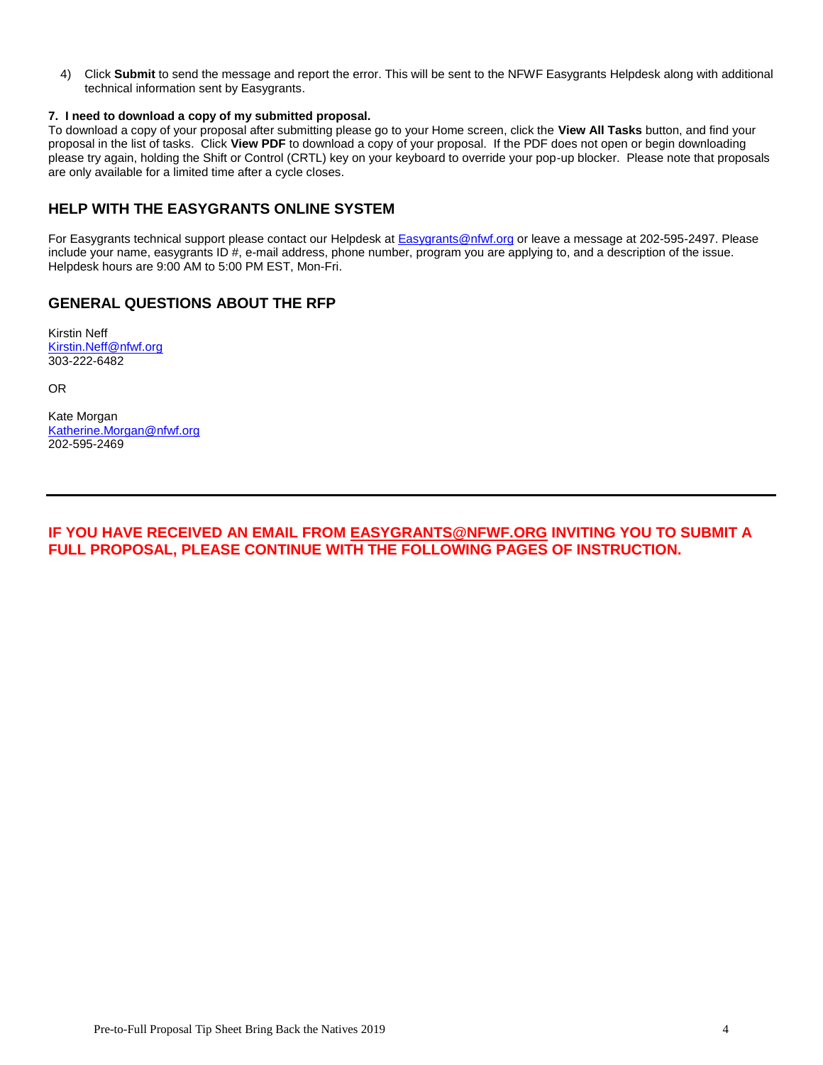4) Click **Submit** to send the message and report the error. This will be sent to the NFWF Easygrants Helpdesk along with additional technical information sent by Easygrants.

**7. I need to download a copy of my submitted proposal.**

To download a copy of your proposal after submitting please go to your Home screen, click the **View All Tasks** button, and find your proposal in the list of tasks. Click **View PDF** to download a copy of your proposal. If the PDF does not open or begin downloading please try again, holding the Shift or Control (CRTL) key on your keyboard to override your pop-up blocker. Please note that proposals are only available for a limited time after a cycle closes.

## HELP WITH THE EASYGRANTS ONLINE SYSTEM

For Easygrants technical support please contact our Helpdesk at Easygrants@nfwf.org or leave a message at 202-595-2497. Please include your name, easygrants ID #, e-mail address, phone number, program you are applying to, and a description of the issue. Helpdesk hours are 9:00 AM to 5:00 PM EST, Mon-Fri.

## GENERAL QUESTIONS ABOUT THE RFP

Kirstin Neff
Kirstin.Neff@nfwf.org
303-222-6482

OR

Kate Morgan
Katherine.Morgan@nfwf.org
202-595-2469

---

**IF YOU HAVE RECEIVED AN EMAIL FROM EASYGRANTS@NFWF.ORG INVITING YOU TO SUBMIT A FULL PROPOSAL, PLEASE CONTINUE WITH THE FOLLOWING PAGES OF INSTRUCTION.**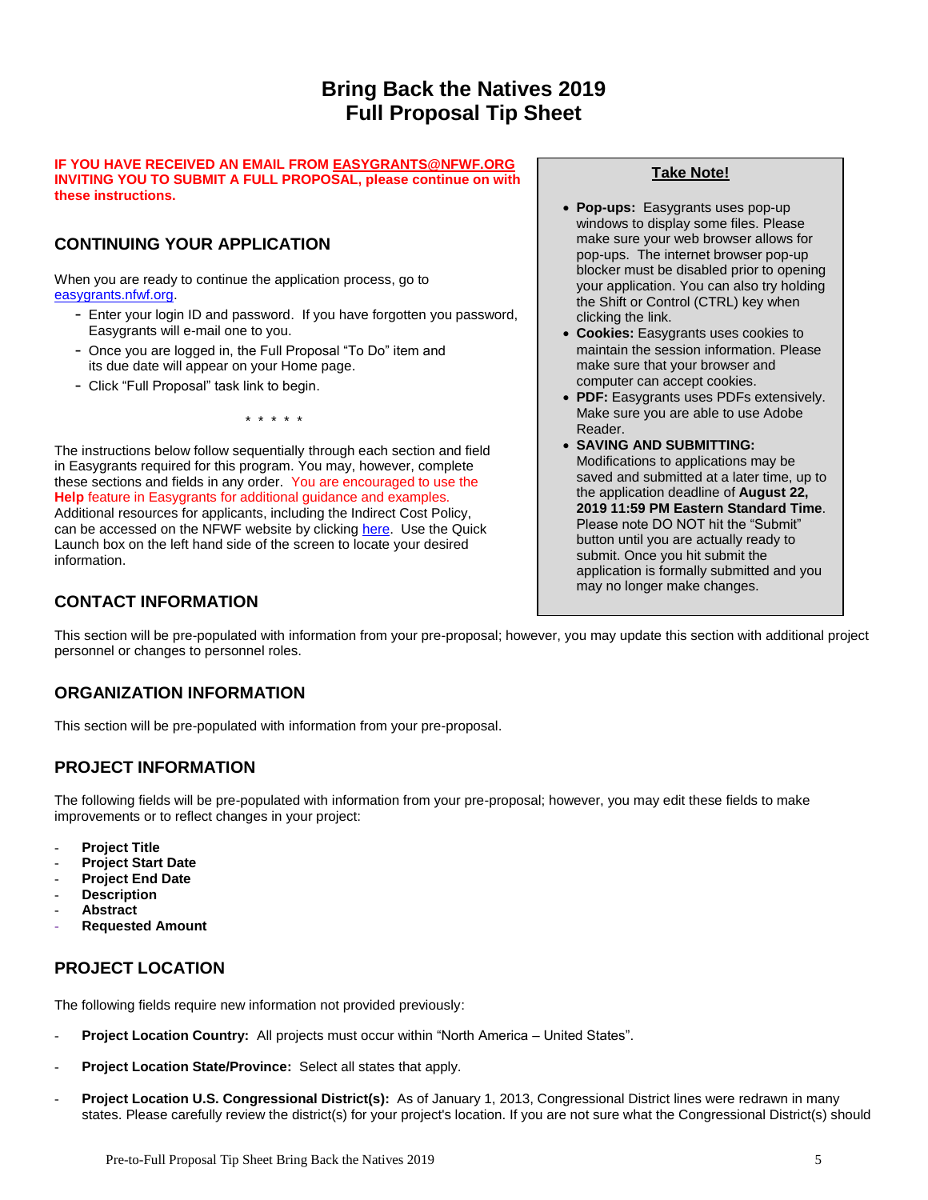# Bring Back the Natives 2019
# Full Proposal Tip Sheet

**IF YOU HAVE RECEIVED AN EMAIL FROM EASYGRANTS@NFWF.ORG INVITING YOU TO SUBMIT A FULL PROPOSAL, please continue on with these instructions.**

## CONTINUING YOUR APPLICATION

When you are ready to continue the application process, go to easygrants.nfwf.org.

- Enter your login ID and password. If you have forgotten you password, Easygrants will e-mail one to you.
- Once you are logged in, the Full Proposal "To Do" item and its due date will appear on your Home page.
- Click "Full Proposal" task link to begin.

\* \* \* \* \*

The instructions below follow sequentially through each section and field in Easygrants required for this program. You may, however, complete these sections and fields in any order. You are encouraged to use the **Help** feature in Easygrants for additional guidance and examples. Additional resources for applicants, including the Indirect Cost Policy, can be accessed on the NFWF website by clicking here. Use the Quick Launch box on the left hand side of the screen to locate your desired information.

> **Take Note!**
>
> - **Pop-ups:** Easygrants uses pop-up windows to display some files. Please make sure your web browser allows for pop-ups. The internet browser pop-up blocker must be disabled prior to opening your application. You can also try holding the Shift or Control (CTRL) key when clicking the link.
> - **Cookies:** Easygrants uses cookies to maintain the session information. Please make sure that your browser and computer can accept cookies.
> - **PDF:** Easygrants uses PDFs extensively. Make sure you are able to use Adobe Reader.
> - **SAVING AND SUBMITTING:** Modifications to applications may be saved and submitted at a later time, up to the application deadline of **August 22, 2019 11:59 PM Eastern Standard Time**. Please note DO NOT hit the "Submit" button until you are actually ready to submit. Once you hit submit the application is formally submitted and you may no longer make changes.

## CONTACT INFORMATION

This section will be pre-populated with information from your pre-proposal; however, you may update this section with additional project personnel or changes to personnel roles.

## ORGANIZATION INFORMATION

This section will be pre-populated with information from your pre-proposal.

## PROJECT INFORMATION

The following fields will be pre-populated with information from your pre-proposal; however, you may edit these fields to make improvements or to reflect changes in your project:

- **Project Title**
- **Project Start Date**
- **Project End Date**
- **Description**
- **Abstract**
- **Requested Amount**

## PROJECT LOCATION

The following fields require new information not provided previously:

- **Project Location Country:** All projects must occur within "North America – United States".
- **Project Location State/Province:** Select all states that apply.
- **Project Location U.S. Congressional District(s):** As of January 1, 2013, Congressional District lines were redrawn in many states. Please carefully review the district(s) for your project's location. If you are not sure what the Congressional District(s) should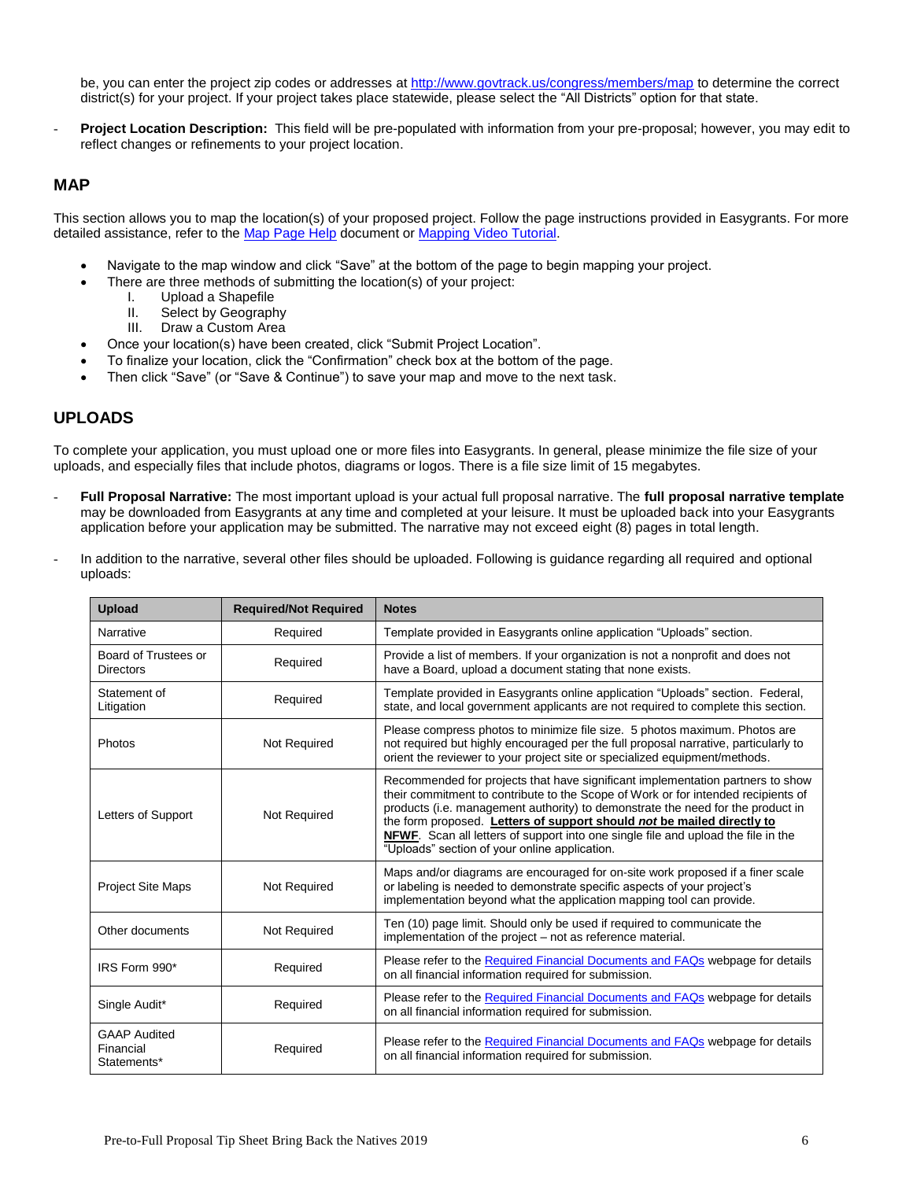be, you can enter the project zip codes or addresses at http://www.govtrack.us/congress/members/map to determine the correct district(s) for your project. If your project takes place statewide, please select the "All Districts" option for that state.

- **Project Location Description:** This field will be pre-populated with information from your pre-proposal; however, you may edit to reflect changes or refinements to your project location.

## MAP

This section allows you to map the location(s) of your proposed project. Follow the page instructions provided in Easygrants. For more detailed assistance, refer to the Map Page Help document or Mapping Video Tutorial.

- Navigate to the map window and click "Save" at the bottom of the page to begin mapping your project.
- There are three methods of submitting the location(s) of your project:
  - I. Upload a Shapefile
  - II. Select by Geography
  - III. Draw a Custom Area
- Once your location(s) have been created, click "Submit Project Location".
- To finalize your location, click the "Confirmation" check box at the bottom of the page.
- Then click "Save" (or "Save & Continue") to save your map and move to the next task.

## UPLOADS

To complete your application, you must upload one or more files into Easygrants. In general, please minimize the file size of your uploads, and especially files that include photos, diagrams or logos. There is a file size limit of 15 megabytes.

- **Full Proposal Narrative:** The most important upload is your actual full proposal narrative. The **full proposal narrative template** may be downloaded from Easygrants at any time and completed at your leisure. It must be uploaded back into your Easygrants application before your application may be submitted. The narrative may not exceed eight (8) pages in total length.

- In addition to the narrative, several other files should be uploaded. Following is guidance regarding all required and optional uploads:

| Upload | Required/Not Required | Notes |
|---|---|---|
| Narrative | Required | Template provided in Easygrants online application "Uploads" section. |
| Board of Trustees or Directors | Required | Provide a list of members. If your organization is not a nonprofit and does not have a Board, upload a document stating that none exists. |
| Statement of Litigation | Required | Template provided in Easygrants online application "Uploads" section. Federal, state, and local government applicants are not required to complete this section. |
| Photos | Not Required | Please compress photos to minimize file size. 5 photos maximum. Photos are not required but highly encouraged per the full proposal narrative, particularly to orient the reviewer to your project site or specialized equipment/methods. |
| Letters of Support | Not Required | Recommended for projects that have significant implementation partners to show their commitment to contribute to the Scope of Work or for intended recipients of products (i.e. management authority) to demonstrate the need for the product in the form proposed. **Letters of support should *not* be mailed directly to NFWF**. Scan all letters of support into one single file and upload the file in the "Uploads" section of your online application. |
| Project Site Maps | Not Required | Maps and/or diagrams are encouraged for on-site work proposed if a finer scale or labeling is needed to demonstrate specific aspects of your project's implementation beyond what the application mapping tool can provide. |
| Other documents | Not Required | Ten (10) page limit. Should only be used if required to communicate the implementation of the project – not as reference material. |
| IRS Form 990* | Required | Please refer to the Required Financial Documents and FAQs webpage for details on all financial information required for submission. |
| Single Audit* | Required | Please refer to the Required Financial Documents and FAQs webpage for details on all financial information required for submission. |
| GAAP Audited Financial Statements* | Required | Please refer to the Required Financial Documents and FAQs webpage for details on all financial information required for submission. |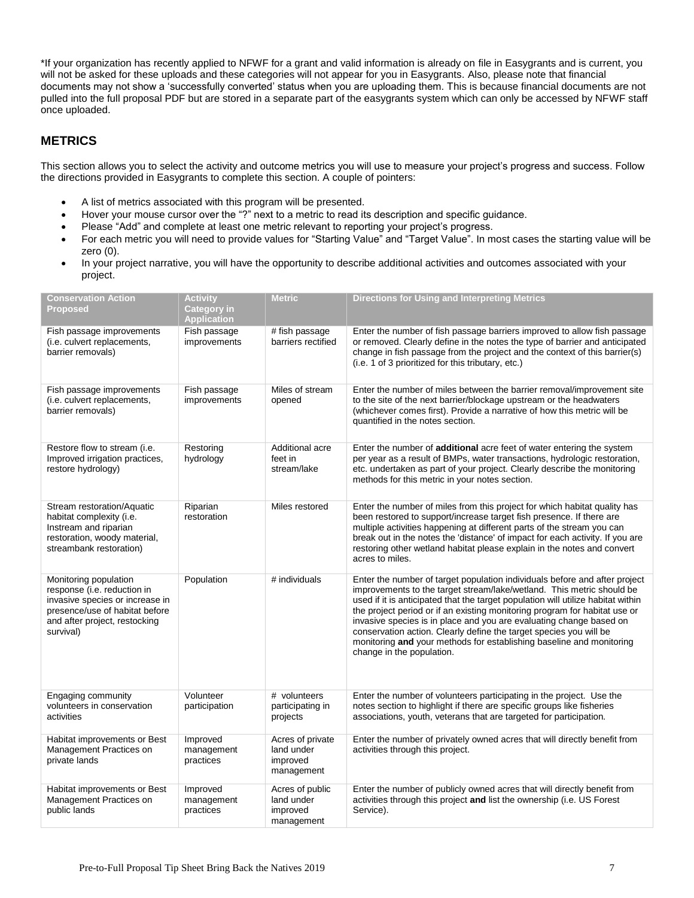*If your organization has recently applied to NFWF for a grant and valid information is already on file in Easygrants and is current, you will not be asked for these uploads and these categories will not appear for you in Easygrants. Also, please note that financial documents may not show a 'successfully converted' status when you are uploading them. This is because financial documents are not pulled into the full proposal PDF but are stored in a separate part of the easygrants system which can only be accessed by NFWF staff once uploaded.

## METRICS

This section allows you to select the activity and outcome metrics you will use to measure your project's progress and success. Follow the directions provided in Easygrants to complete this section. A couple of pointers:

- A list of metrics associated with this program will be presented.
- Hover your mouse cursor over the "?" next to a metric to read its description and specific guidance.
- Please "Add" and complete at least one metric relevant to reporting your project's progress.
- For each metric you will need to provide values for "Starting Value" and "Target Value". In most cases the starting value will be zero (0).
- In your project narrative, you will have the opportunity to describe additional activities and outcomes associated with your project.

| Conservation Action Proposed | Activity Category in Application | Metric | Directions for Using and Interpreting Metrics |
|---|---|---|---|
| Fish passage improvements (i.e. culvert replacements, barrier removals) | Fish passage improvements | # fish passage barriers rectified | Enter the number of fish passage barriers improved to allow fish passage or removed. Clearly define in the notes the type of barrier and anticipated change in fish passage from the project and the context of this barrier(s) (i.e. 1 of 3 prioritized for this tributary, etc.) |
| Fish passage improvements (i.e. culvert replacements, barrier removals) | Fish passage improvements | Miles of stream opened | Enter the number of miles between the barrier removal/improvement site to the site of the next barrier/blockage upstream or the headwaters (whichever comes first). Provide a narrative of how this metric will be quantified in the notes section. |
| Restore flow to stream (i.e. Improved irrigation practices, restore hydrology) | Restoring hydrology | Additional acre feet in stream/lake | Enter the number of **additional** acre feet of water entering the system per year as a result of BMPs, water transactions, hydrologic restoration, etc. undertaken as part of your project. Clearly describe the monitoring methods for this metric in your notes section. |
| Stream restoration/Aquatic habitat complexity (i.e. Instream and riparian restoration, woody material, streambank restoration) | Riparian restoration | Miles restored | Enter the number of miles from this project for which habitat quality has been restored to support/increase target fish presence. If there are multiple activities happening at different parts of the stream you can break out in the notes the 'distance' of impact for each activity. If you are restoring other wetland habitat please explain in the notes and convert acres to miles. |
| Monitoring population response (i.e. reduction in invasive species or increase in presence/use of habitat before and after project, restocking survival) | Population | # individuals | Enter the number of target population individuals before and after project improvements to the target stream/lake/wetland. This metric should be used if it is anticipated that the target population will utilize habitat within the project period or if an existing monitoring program for habitat use or invasive species is in place and you are evaluating change based on conservation action. Clearly define the target species you will be monitoring **and** your methods for establishing baseline and monitoring change in the population. |
| Engaging community volunteers in conservation activities | Volunteer participation | # volunteers participating in projects | Enter the number of volunteers participating in the project. Use the notes section to highlight if there are specific groups like fisheries associations, youth, veterans that are targeted for participation. |
| Habitat improvements or Best Management Practices on private lands | Improved management practices | Acres of private land under improved management | Enter the number of privately owned acres that will directly benefit from activities through this project. |
| Habitat improvements or Best Management Practices on public lands | Improved management practices | Acres of public land under improved management | Enter the number of publicly owned acres that will directly benefit from activities through this project **and** list the ownership (i.e. US Forest Service). |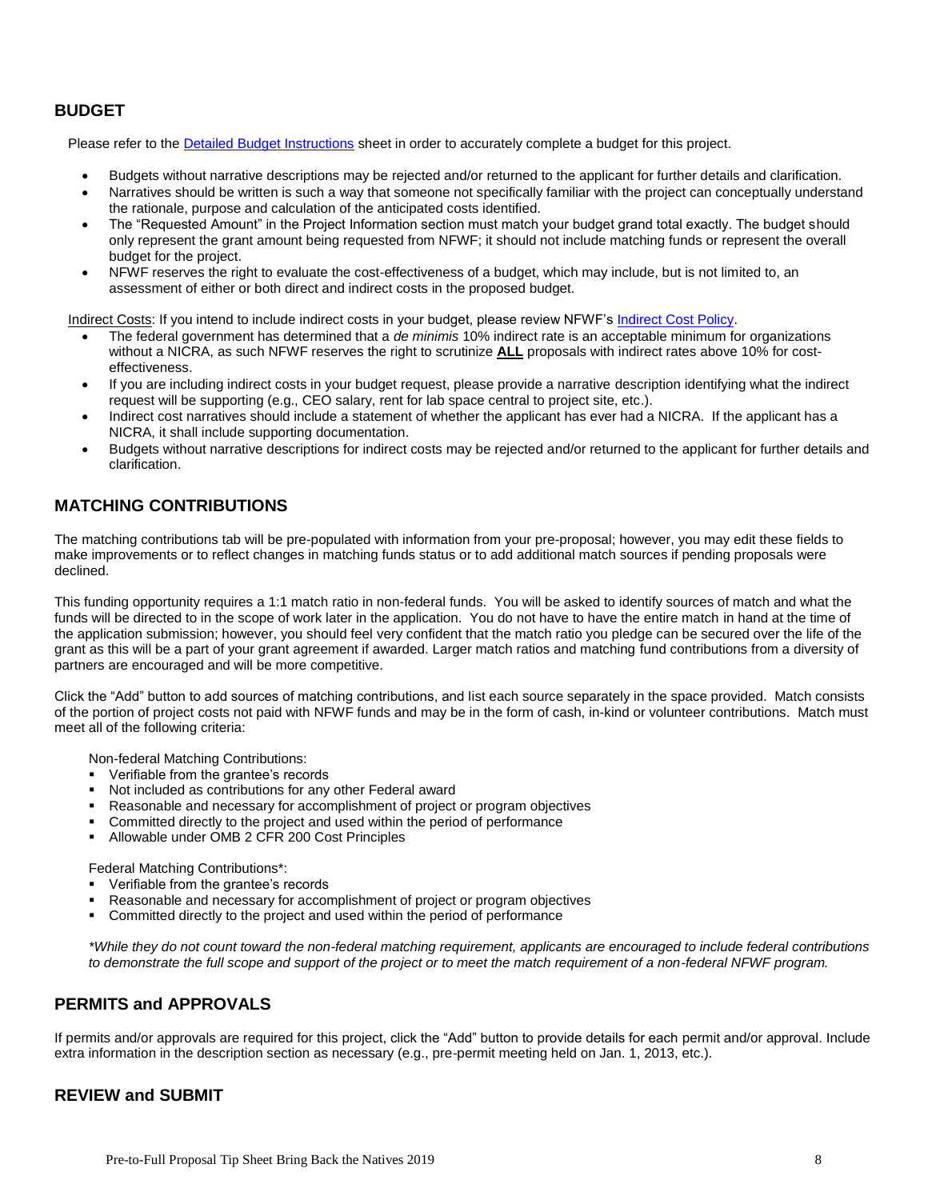## BUDGET

Please refer to the [Detailed Budget Instructions](Detailed Budget Instructions) sheet in order to accurately complete a budget for this project.

- Budgets without narrative descriptions may be rejected and/or returned to the applicant for further details and clarification.
- Narratives should be written is such a way that someone not specifically familiar with the project can conceptually understand the rationale, purpose and calculation of the anticipated costs identified.
- The "Requested Amount" in the Project Information section must match your budget grand total exactly. The budget should only represent the grant amount being requested from NFWF; it should not include matching funds or represent the overall budget for the project.
- NFWF reserves the right to evaluate the cost-effectiveness of a budget, which may include, but is not limited to, an assessment of either or both direct and indirect costs in the proposed budget.

Indirect Costs: If you intend to include indirect costs in your budget, please review NFWF's [Indirect Cost Policy](Indirect Cost Policy).

- The federal government has determined that a *de minimis* 10% indirect rate is an acceptable minimum for organizations without a NICRA, as such NFWF reserves the right to scrutinize **ALL** proposals with indirect rates above 10% for cost-effectiveness.
- If you are including indirect costs in your budget request, please provide a narrative description identifying what the indirect request will be supporting (e.g., CEO salary, rent for lab space central to project site, etc.).
- Indirect cost narratives should include a statement of whether the applicant has ever had a NICRA. If the applicant has a NICRA, it shall include supporting documentation.
- Budgets without narrative descriptions for indirect costs may be rejected and/or returned to the applicant for further details and clarification.

## MATCHING CONTRIBUTIONS

The matching contributions tab will be pre-populated with information from your pre-proposal; however, you may edit these fields to make improvements or to reflect changes in matching funds status or to add additional match sources if pending proposals were declined.

This funding opportunity requires a 1:1 match ratio in non-federal funds. You will be asked to identify sources of match and what the funds will be directed to in the scope of work later in the application. You do not have to have the entire match in hand at the time of the application submission; however, you should feel very confident that the match ratio you pledge can be secured over the life of the grant as this will be a part of your grant agreement if awarded. Larger match ratios and matching fund contributions from a diversity of partners are encouraged and will be more competitive.

Click the "Add" button to add sources of matching contributions, and list each source separately in the space provided. Match consists of the portion of project costs not paid with NFWF funds and may be in the form of cash, in-kind or volunteer contributions. Match must meet all of the following criteria:

Non-federal Matching Contributions:

- Verifiable from the grantee's records
- Not included as contributions for any other Federal award
- Reasonable and necessary for accomplishment of project or program objectives
- Committed directly to the project and used within the period of performance
- Allowable under OMB 2 CFR 200 Cost Principles

Federal Matching Contributions*:

- Verifiable from the grantee's records
- Reasonable and necessary for accomplishment of project or program objectives
- Committed directly to the project and used within the period of performance

*\*While they do not count toward the non-federal matching requirement, applicants are encouraged to include federal contributions to demonstrate the full scope and support of the project or to meet the match requirement of a non-federal NFWF program.*

## PERMITS and APPROVALS

If permits and/or approvals are required for this project, click the "Add" button to provide details for each permit and/or approval. Include extra information in the description section as necessary (e.g., pre-permit meeting held on Jan. 1, 2013, etc.).

## REVIEW and SUBMIT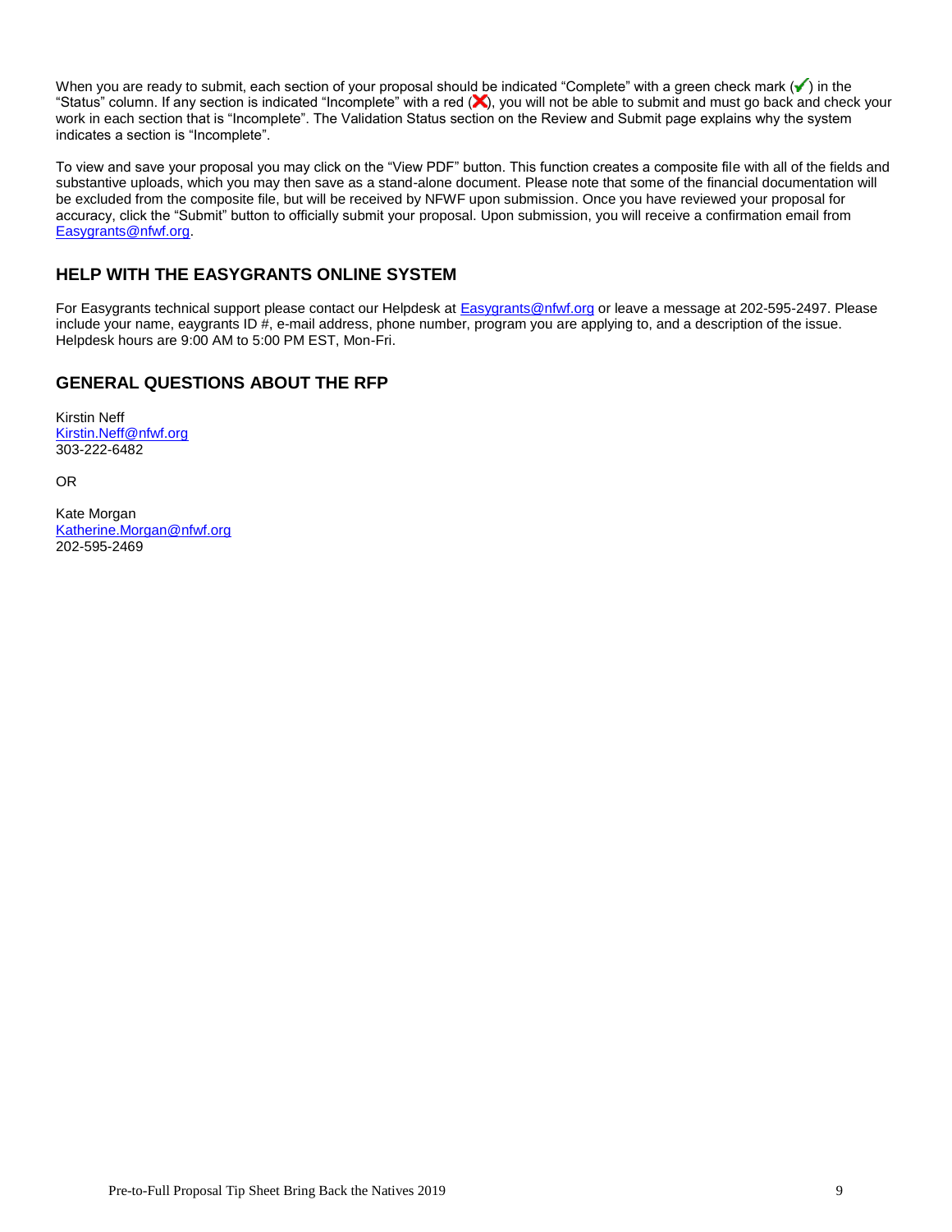When you are ready to submit, each section of your proposal should be indicated "Complete" with a green check mark (✓) in the "Status" column. If any section is indicated "Incomplete" with a red (✗), you will not be able to submit and must go back and check your work in each section that is "Incomplete". The Validation Status section on the Review and Submit page explains why the system indicates a section is "Incomplete".

To view and save your proposal you may click on the "View PDF" button. This function creates a composite file with all of the fields and substantive uploads, which you may then save as a stand-alone document. Please note that some of the financial documentation will be excluded from the composite file, but will be received by NFWF upon submission. Once you have reviewed your proposal for accuracy, click the "Submit" button to officially submit your proposal. Upon submission, you will receive a confirmation email from Easygrants@nfwf.org.

## HELP WITH THE EASYGRANTS ONLINE SYSTEM

For Easygrants technical support please contact our Helpdesk at Easygrants@nfwf.org or leave a message at 202-595-2497. Please include your name, eaygrants ID #, e-mail address, phone number, program you are applying to, and a description of the issue. Helpdesk hours are 9:00 AM to 5:00 PM EST, Mon-Fri.

## GENERAL QUESTIONS ABOUT THE RFP

Kirstin Neff
Kirstin.Neff@nfwf.org
303-222-6482

OR

Kate Morgan
Katherine.Morgan@nfwf.org
202-595-2469